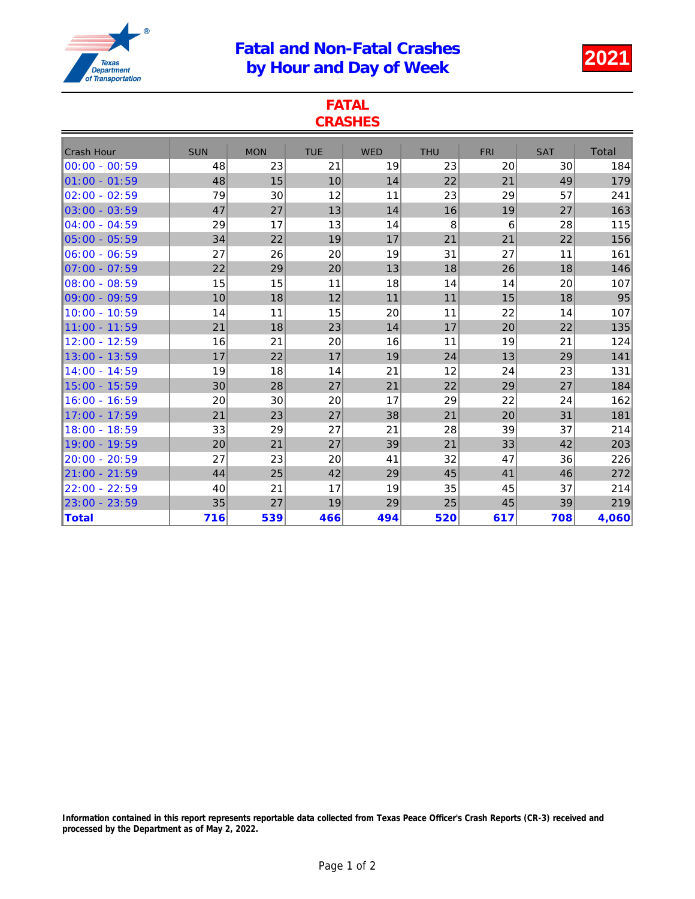Texas Department of Transportation

# Fatal and Non-Fatal Crashes by Hour and Day of Week

**2021**

## FATAL CRASHES

| Crash Hour | SUN | MON | TUE | WED | THU | FRI | SAT | Total |
|---|---|---|---|---|---|---|---|---|
| 00:00 - 00:59 | 48 | 23 | 21 | 19 | 23 | 20 | 30 | 184 |
| 01:00 - 01:59 | 48 | 15 | 10 | 14 | 22 | 21 | 49 | 179 |
| 02:00 - 02:59 | 79 | 30 | 12 | 11 | 23 | 29 | 57 | 241 |
| 03:00 - 03:59 | 47 | 27 | 13 | 14 | 16 | 19 | 27 | 163 |
| 04:00 - 04:59 | 29 | 17 | 13 | 14 | 8 | 6 | 28 | 115 |
| 05:00 - 05:59 | 34 | 22 | 19 | 17 | 21 | 21 | 22 | 156 |
| 06:00 - 06:59 | 27 | 26 | 20 | 19 | 31 | 27 | 11 | 161 |
| 07:00 - 07:59 | 22 | 29 | 20 | 13 | 18 | 26 | 18 | 146 |
| 08:00 - 08:59 | 15 | 15 | 11 | 18 | 14 | 14 | 20 | 107 |
| 09:00 - 09:59 | 10 | 18 | 12 | 11 | 11 | 15 | 18 | 95 |
| 10:00 - 10:59 | 14 | 11 | 15 | 20 | 11 | 22 | 14 | 107 |
| 11:00 - 11:59 | 21 | 18 | 23 | 14 | 17 | 20 | 22 | 135 |
| 12:00 - 12:59 | 16 | 21 | 20 | 16 | 11 | 19 | 21 | 124 |
| 13:00 - 13:59 | 17 | 22 | 17 | 19 | 24 | 13 | 29 | 141 |
| 14:00 - 14:59 | 19 | 18 | 14 | 21 | 12 | 24 | 23 | 131 |
| 15:00 - 15:59 | 30 | 28 | 27 | 21 | 22 | 29 | 27 | 184 |
| 16:00 - 16:59 | 20 | 30 | 20 | 17 | 29 | 22 | 24 | 162 |
| 17:00 - 17:59 | 21 | 23 | 27 | 38 | 21 | 20 | 31 | 181 |
| 18:00 - 18:59 | 33 | 29 | 27 | 21 | 28 | 39 | 37 | 214 |
| 19:00 - 19:59 | 20 | 21 | 27 | 39 | 21 | 33 | 42 | 203 |
| 20:00 - 20:59 | 27 | 23 | 20 | 41 | 32 | 47 | 36 | 226 |
| 21:00 - 21:59 | 44 | 25 | 42 | 29 | 45 | 41 | 46 | 272 |
| 22:00 - 22:59 | 40 | 21 | 17 | 19 | 35 | 45 | 37 | 214 |
| 23:00 - 23:59 | 35 | 27 | 19 | 29 | 25 | 45 | 39 | 219 |
| **Total** | **716** | **539** | **466** | **494** | **520** | **617** | **708** | **4,060** |

**Information contained in this report represents reportable data collected from Texas Peace Officer's Crash Reports (CR-3) received and processed by the Department as of May 2, 2022.**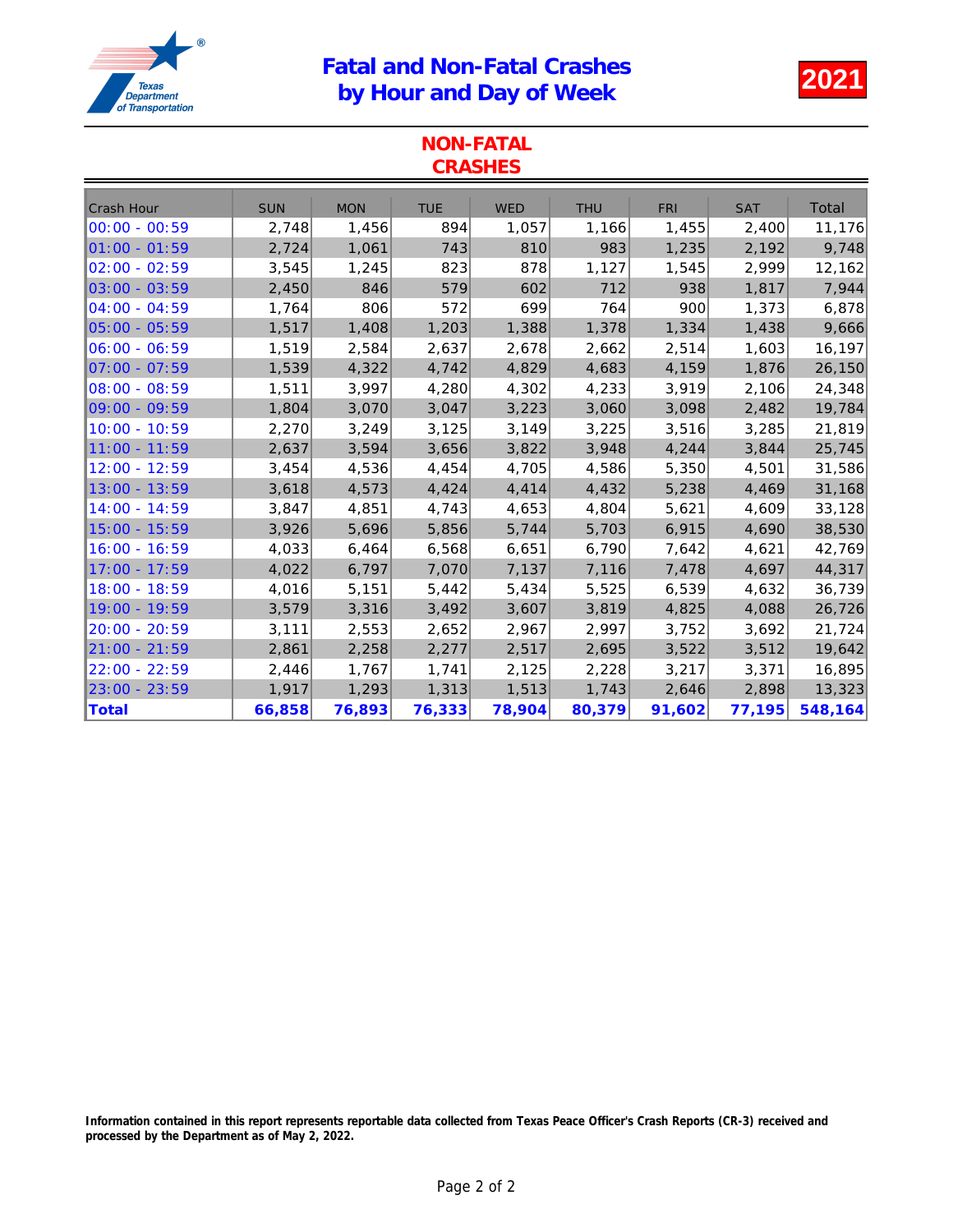# Fatal and Non-Fatal Crashes by Hour and Day of Week

**2021**

## NON-FATAL CRASHES

| Crash Hour | SUN | MON | TUE | WED | THU | FRI | SAT | Total |
|---|---|---|---|---|---|---|---|---|
| 00:00 - 00:59 | 2,748 | 1,456 | 894 | 1,057 | 1,166 | 1,455 | 2,400 | 11,176 |
| 01:00 - 01:59 | 2,724 | 1,061 | 743 | 810 | 983 | 1,235 | 2,192 | 9,748 |
| 02:00 - 02:59 | 3,545 | 1,245 | 823 | 878 | 1,127 | 1,545 | 2,999 | 12,162 |
| 03:00 - 03:59 | 2,450 | 846 | 579 | 602 | 712 | 938 | 1,817 | 7,944 |
| 04:00 - 04:59 | 1,764 | 806 | 572 | 699 | 764 | 900 | 1,373 | 6,878 |
| 05:00 - 05:59 | 1,517 | 1,408 | 1,203 | 1,388 | 1,378 | 1,334 | 1,438 | 9,666 |
| 06:00 - 06:59 | 1,519 | 2,584 | 2,637 | 2,678 | 2,662 | 2,514 | 1,603 | 16,197 |
| 07:00 - 07:59 | 1,539 | 4,322 | 4,742 | 4,829 | 4,683 | 4,159 | 1,876 | 26,150 |
| 08:00 - 08:59 | 1,511 | 3,997 | 4,280 | 4,302 | 4,233 | 3,919 | 2,106 | 24,348 |
| 09:00 - 09:59 | 1,804 | 3,070 | 3,047 | 3,223 | 3,060 | 3,098 | 2,482 | 19,784 |
| 10:00 - 10:59 | 2,270 | 3,249 | 3,125 | 3,149 | 3,225 | 3,516 | 3,285 | 21,819 |
| 11:00 - 11:59 | 2,637 | 3,594 | 3,656 | 3,822 | 3,948 | 4,244 | 3,844 | 25,745 |
| 12:00 - 12:59 | 3,454 | 4,536 | 4,454 | 4,705 | 4,586 | 5,350 | 4,501 | 31,586 |
| 13:00 - 13:59 | 3,618 | 4,573 | 4,424 | 4,414 | 4,432 | 5,238 | 4,469 | 31,168 |
| 14:00 - 14:59 | 3,847 | 4,851 | 4,743 | 4,653 | 4,804 | 5,621 | 4,609 | 33,128 |
| 15:00 - 15:59 | 3,926 | 5,696 | 5,856 | 5,744 | 5,703 | 6,915 | 4,690 | 38,530 |
| 16:00 - 16:59 | 4,033 | 6,464 | 6,568 | 6,651 | 6,790 | 7,642 | 4,621 | 42,769 |
| 17:00 - 17:59 | 4,022 | 6,797 | 7,070 | 7,137 | 7,116 | 7,478 | 4,697 | 44,317 |
| 18:00 - 18:59 | 4,016 | 5,151 | 5,442 | 5,434 | 5,525 | 6,539 | 4,632 | 36,739 |
| 19:00 - 19:59 | 3,579 | 3,316 | 3,492 | 3,607 | 3,819 | 4,825 | 4,088 | 26,726 |
| 20:00 - 20:59 | 3,111 | 2,553 | 2,652 | 2,967 | 2,997 | 3,752 | 3,692 | 21,724 |
| 21:00 - 21:59 | 2,861 | 2,258 | 2,277 | 2,517 | 2,695 | 3,522 | 3,512 | 19,642 |
| 22:00 - 22:59 | 2,446 | 1,767 | 1,741 | 2,125 | 2,228 | 3,217 | 3,371 | 16,895 |
| 23:00 - 23:59 | 1,917 | 1,293 | 1,313 | 1,513 | 1,743 | 2,646 | 2,898 | 13,323 |
| **Total** | **66,858** | **76,893** | **76,333** | **78,904** | **80,379** | **91,602** | **77,195** | **548,164** |

**Information contained in this report represents reportable data collected from Texas Peace Officer's Crash Reports (CR-3) received and processed by the Department as of May 2, 2022.**